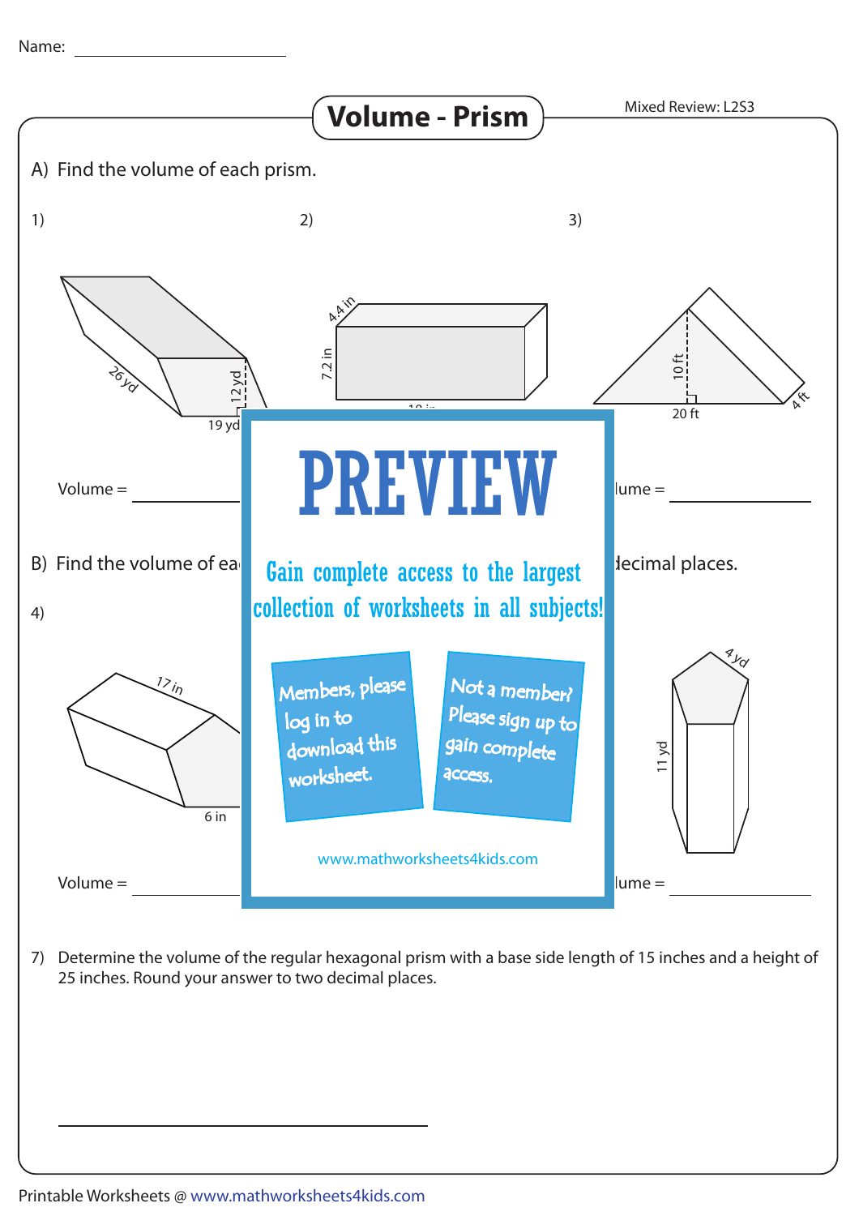Name: ______________

# Volume - Prism

Mixed Review: L2S3

A) Find the volume of each prism.

1)

26 yd

12 yd

19 yd

Volume = ______________

2)

4.4 in

7.2 in

3)

10 ft

20 ft

4 ft

lume = ______________

# PREVIEW

Gain complete access to the largest collection of worksheets in all subjects!

Members, please log in to download this worksheet.

Not a member? Please sign up to gain complete access.

www.mathworksheets4kids.com

B) Find the volume of ea... decimal places.

4)

17 in

6 in

Volume = ______________

4 yd

11 yd

lume = ______________

7) Determine the volume of the regular hexagonal prism with a base side length of 15 inches and a height of 25 inches. Round your answer to two decimal places.

______________________________

Printable Worksheets @ www.mathworksheets4kids.com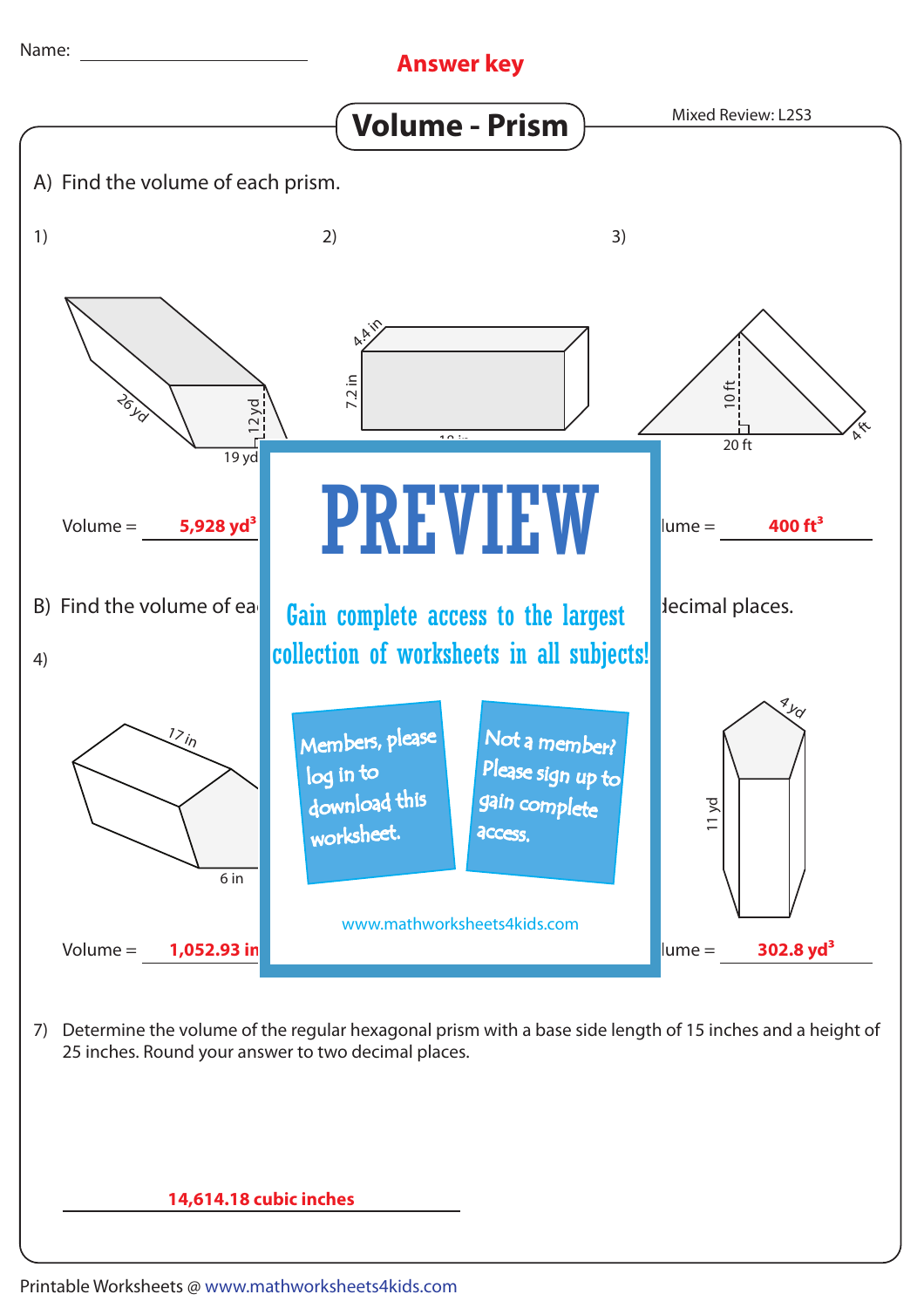Name: ____________________

**Answer key**

# Volume - Prism

Mixed Review: L2S3

A) Find the volume of each prism.

1)

26 yd

12 yd

19 yd

Volume = **5,928 yd$^3$**

2)

4.4 in

7.2 in

3)

10 ft

20 ft

4 ft

Volume = **400 ft$^3$**

PREVIEW

Gain complete access to the largest collection of worksheets in all subjects!

Members, please log in to download this worksheet.

Not a member? Please sign up to gain complete access.

www.mathworksheets4kids.com

B) Find the volume of ea... decimal places.

4)

17 in

6 in

Volume = **1,052.93 in**

4 yd

11 yd

Volume = **302.8 yd$^3$**

7) Determine the volume of the regular hexagonal prism with a base side length of 15 inches and a height of 25 inches. Round your answer to two decimal places.

**14,614.18 cubic inches**